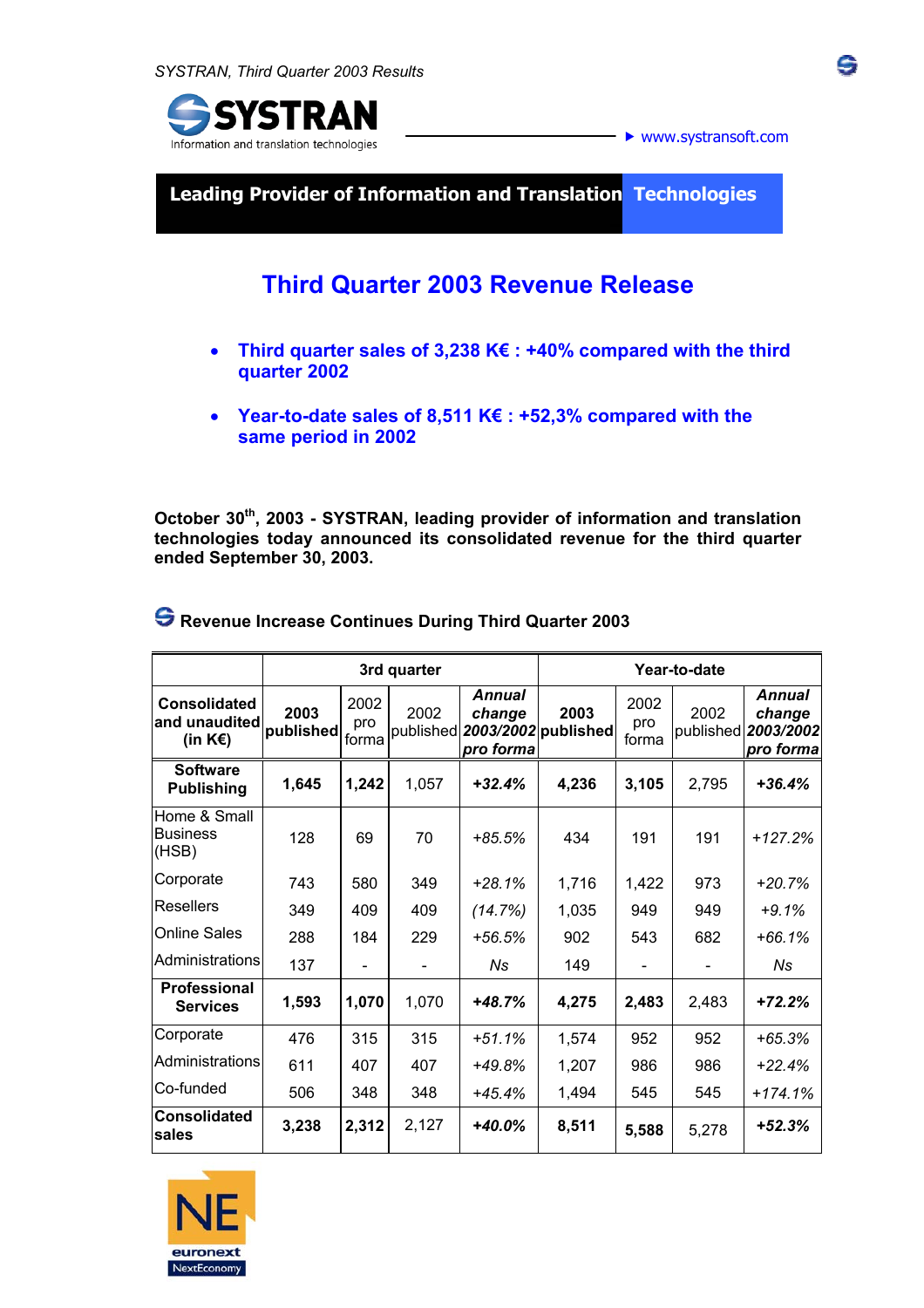SYSTRAN

Information and translation technologies

www.systransoft.com

**Leading Provider of Information and Translation Technologies**

# Third Quarter 2003 Revenue Release

- **Third quarter sales of 3,238 K€ : +40% compared with the third quarter 2002**
- **Year-to-date sales of 8,511 K€ : +52,3% compared with the same period in 2002**

**October 30th, 2003 - SYSTRAN, leading provider of information and translation technologies today announced its consolidated revenue for the third quarter ended September 30, 2003.**

## Revenue Increase Continues During Third Quarter 2003

| Consolidated and unaudited (in K€) | 3rd quarter | | | | Year-to-date | | | |
|---|---|---|---|---|---|---|---|---|
| | **2003 published** | 2002 pro forma | 2002 published | ***Annual change 2003/2002 pro forma*** | **2003 published** | 2002 pro forma | 2002 published | ***Annual change 2003/2002 pro forma*** |
| **Software Publishing** | **1,645** | **1,242** | 1,057 | ***+32.4%*** | **4,236** | **3,105** | 2,795 | ***+36.4%*** |
| Home & Small Business (HSB) | 128 | 69 | 70 | *+85.5%* | 434 | 191 | 191 | *+127.2%* |
| Corporate | 743 | 580 | 349 | *+28.1%* | 1,716 | 1,422 | 973 | *+20.7%* |
| Resellers | 349 | 409 | 409 | *(14.7%)* | 1,035 | 949 | 949 | *+9.1%* |
| Online Sales | 288 | 184 | 229 | *+56.5%* | 902 | 543 | 682 | *+66.1%* |
| Administrations | 137 | - | - | *Ns* | 149 | - | - | *Ns* |
| **Professional Services** | **1,593** | **1,070** | 1,070 | ***+48.7%*** | **4,275** | **2,483** | 2,483 | ***+72.2%*** |
| Corporate | 476 | 315 | 315 | *+51.1%* | 1,574 | 952 | 952 | *+65.3%* |
| Administrations | 611 | 407 | 407 | *+49.8%* | 1,207 | 986 | 986 | *+22.4%* |
| Co-funded | 506 | 348 | 348 | *+45.4%* | 1,494 | 545 | 545 | *+174.1%* |
| **Consolidated sales** | **3,238** | **2,312** | 2,127 | ***+40.0%*** | **8,511** | **5,588** | 5,278 | ***+52.3%*** |

NE euronext NextEconomy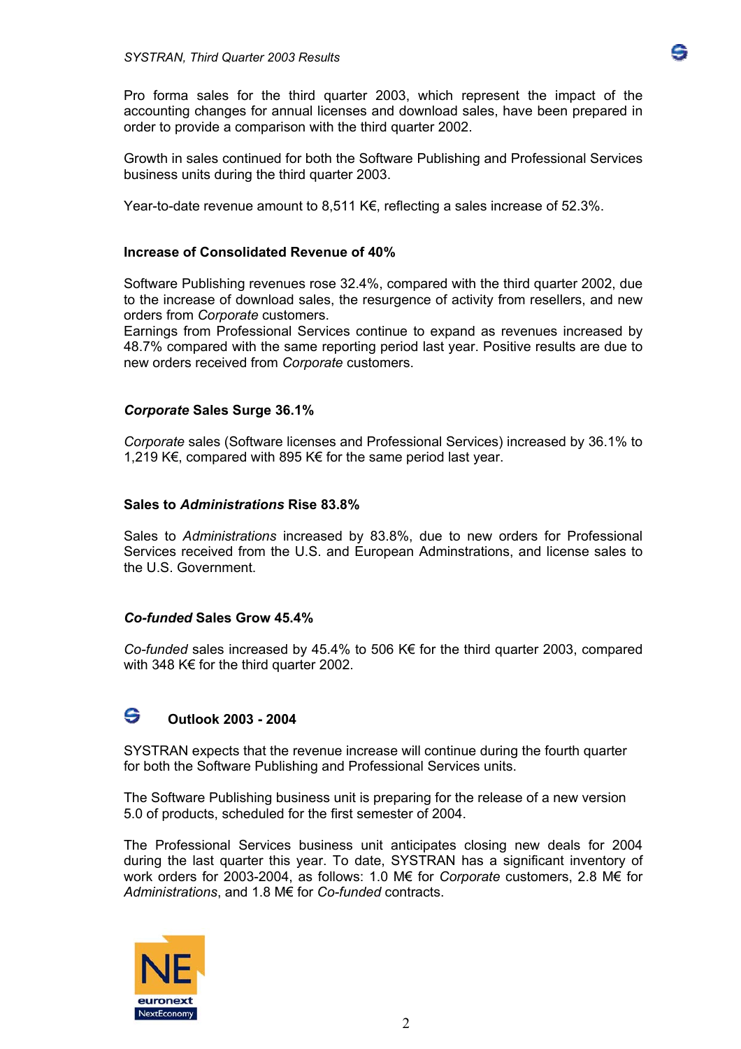Pro forma sales for the third quarter 2003, which represent the impact of the accounting changes for annual licenses and download sales, have been prepared in order to provide a comparison with the third quarter 2002.

Growth in sales continued for both the Software Publishing and Professional Services business units during the third quarter 2003.

Year-to-date revenue amount to 8,511 K€, reflecting a sales increase of 52.3%.

### Increase of Consolidated Revenue of 40%

Software Publishing revenues rose 32.4%, compared with the third quarter 2002, due to the increase of download sales, the resurgence of activity from resellers, and new orders from *Corporate* customers.
Earnings from Professional Services continue to expand as revenues increased by 48.7% compared with the same reporting period last year. Positive results are due to new orders received from *Corporate* customers.

### *Corporate* Sales Surge 36.1%

*Corporate* sales (Software licenses and Professional Services) increased by 36.1% to 1,219 K€, compared with 895 K€ for the same period last year.

### Sales to *Administrations* Rise 83.8%

Sales to *Administrations* increased by 83.8%, due to new orders for Professional Services received from the U.S. and European Adminstrations, and license sales to the U.S. Government.

### *Co-funded* Sales Grow 45.4%

*Co-funded* sales increased by 45.4% to 506 K€ for the third quarter 2003, compared with 348 K€ for the third quarter 2002.

## Outlook 2003 - 2004

SYSTRAN expects that the revenue increase will continue during the fourth quarter for both the Software Publishing and Professional Services units.

The Software Publishing business unit is preparing for the release of a new version 5.0 of products, scheduled for the first semester of 2004.

The Professional Services business unit anticipates closing new deals for 2004 during the last quarter this year. To date, SYSTRAN has a significant inventory of work orders for 2003-2004, as follows: 1.0 M€ for *Corporate* customers, 2.8 M€ for *Administrations*, and 1.8 M€ for *Co-funded* contracts.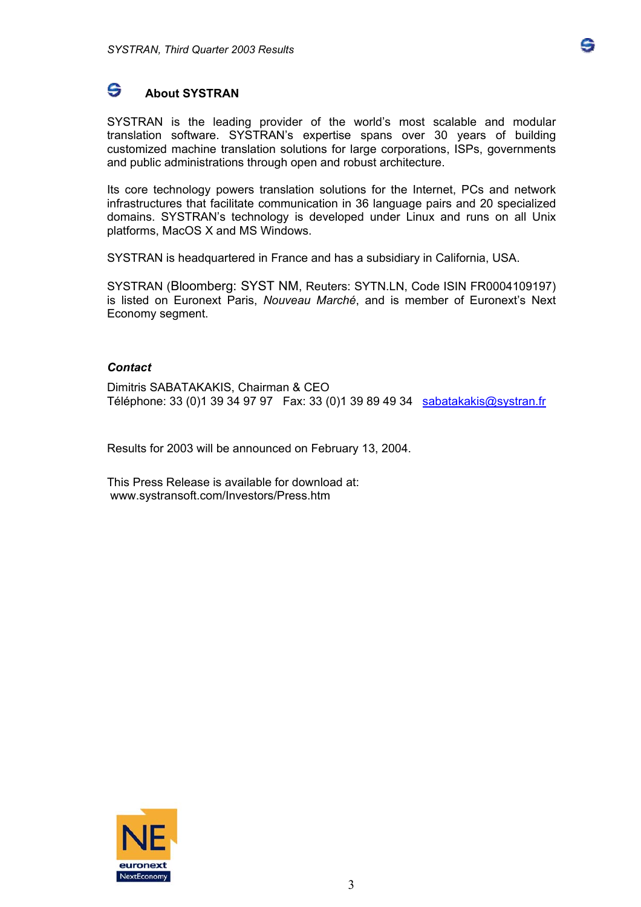## About SYSTRAN

SYSTRAN is the leading provider of the world's most scalable and modular translation software. SYSTRAN's expertise spans over 30 years of building customized machine translation solutions for large corporations, ISPs, governments and public administrations through open and robust architecture.

Its core technology powers translation solutions for the Internet, PCs and network infrastructures that facilitate communication in 36 language pairs and 20 specialized domains. SYSTRAN's technology is developed under Linux and runs on all Unix platforms, MacOS X and MS Windows.

SYSTRAN is headquartered in France and has a subsidiary in California, USA.

SYSTRAN (Bloomberg: SYST NM, Reuters: SYTN.LN, Code ISIN FR0004109197) is listed on Euronext Paris, *Nouveau Marché*, and is member of Euronext's Next Economy segment.

***Contact***

Dimitris SABATAKAKIS, Chairman & CEO
Téléphone: 33 (0)1 39 34 97 97 Fax: 33 (0)1 39 89 49 34 sabatakakis@systran.fr

Results for 2003 will be announced on February 13, 2004.

This Press Release is available for download at:
www.systransoft.com/Investors/Press.htm